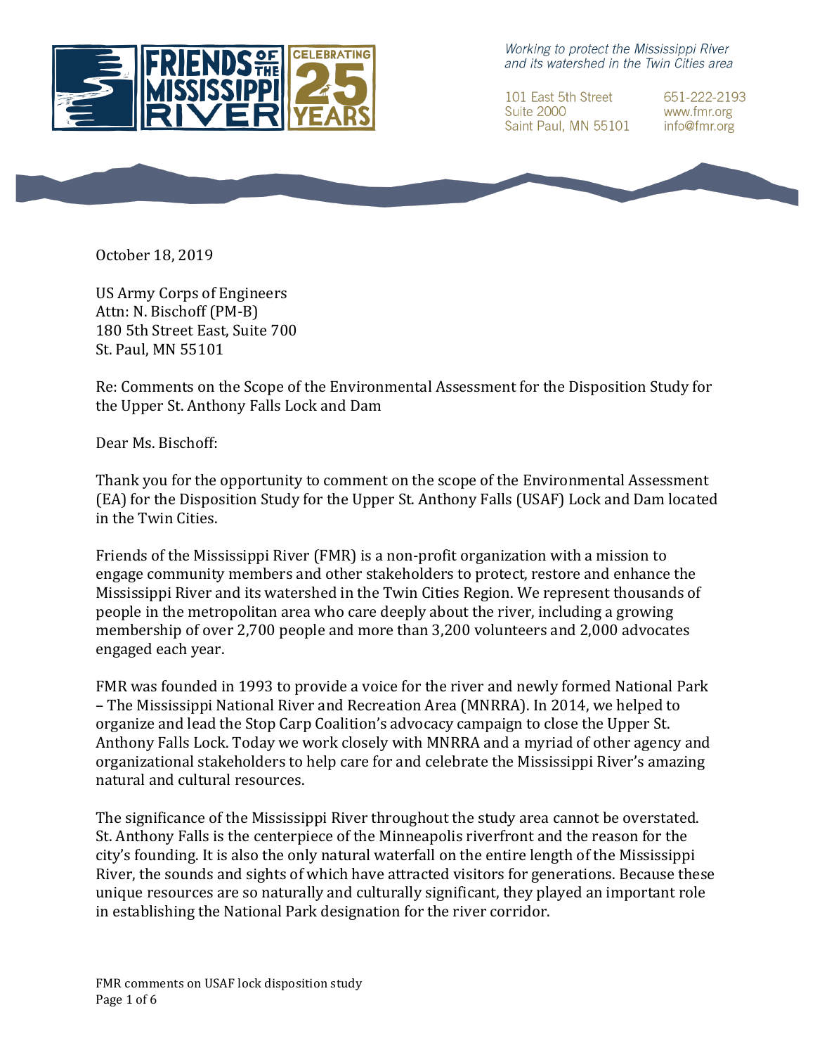FRIENDS OF THE MISSISSIPPI RIVER — CELEBRATING 25 YEARS

*Working to protect the Mississippi River and its watershed in the Twin Cities area*

101 East 5th Street
Suite 2000
Saint Paul, MN 55101

651-222-2193
www.fmr.org
info@fmr.org

October 18, 2019

US Army Corps of Engineers
Attn: N. Bischoff (PM-B)
180 5th Street East, Suite 700
St. Paul, MN 55101

Re: Comments on the Scope of the Environmental Assessment for the Disposition Study for the Upper St. Anthony Falls Lock and Dam

Dear Ms. Bischoff:

Thank you for the opportunity to comment on the scope of the Environmental Assessment (EA) for the Disposition Study for the Upper St. Anthony Falls (USAF) Lock and Dam located in the Twin Cities.

Friends of the Mississippi River (FMR) is a non-profit organization with a mission to engage community members and other stakeholders to protect, restore and enhance the Mississippi River and its watershed in the Twin Cities Region. We represent thousands of people in the metropolitan area who care deeply about the river, including a growing membership of over 2,700 people and more than 3,200 volunteers and 2,000 advocates engaged each year.

FMR was founded in 1993 to provide a voice for the river and newly formed National Park – The Mississippi National River and Recreation Area (MNRRA). In 2014, we helped to organize and lead the Stop Carp Coalition's advocacy campaign to close the Upper St. Anthony Falls Lock. Today we work closely with MNRRA and a myriad of other agency and organizational stakeholders to help care for and celebrate the Mississippi River's amazing natural and cultural resources.

The significance of the Mississippi River throughout the study area cannot be overstated. St. Anthony Falls is the centerpiece of the Minneapolis riverfront and the reason for the city's founding. It is also the only natural waterfall on the entire length of the Mississippi River, the sounds and sights of which have attracted visitors for generations. Because these unique resources are so naturally and culturally significant, they played an important role in establishing the National Park designation for the river corridor.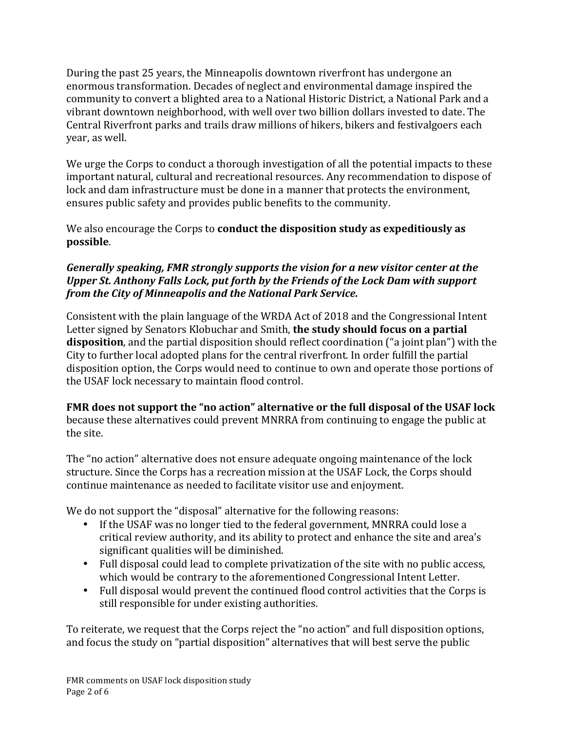During the past 25 years, the Minneapolis downtown riverfront has undergone an enormous transformation. Decades of neglect and environmental damage inspired the community to convert a blighted area to a National Historic District, a National Park and a vibrant downtown neighborhood, with well over two billion dollars invested to date. The Central Riverfront parks and trails draw millions of hikers, bikers and festivalgoers each year, as well.

We urge the Corps to conduct a thorough investigation of all the potential impacts to these important natural, cultural and recreational resources. Any recommendation to dispose of lock and dam infrastructure must be done in a manner that protects the environment, ensures public safety and provides public benefits to the community.

We also encourage the Corps to **conduct the disposition study as expeditiously as possible**.

***Generally speaking, FMR strongly supports the vision for a new visitor center at the Upper St. Anthony Falls Lock, put forth by the Friends of the Lock Dam with support from the City of Minneapolis and the National Park Service.***

Consistent with the plain language of the WRDA Act of 2018 and the Congressional Intent Letter signed by Senators Klobuchar and Smith, **the study should focus on a partial disposition**, and the partial disposition should reflect coordination ("a joint plan") with the City to further local adopted plans for the central riverfront. In order fulfill the partial disposition option, the Corps would need to continue to own and operate those portions of the USAF lock necessary to maintain flood control.

**FMR does not support the "no action" alternative or the full disposal of the USAF lock** because these alternatives could prevent MNRRA from continuing to engage the public at the site.

The "no action" alternative does not ensure adequate ongoing maintenance of the lock structure. Since the Corps has a recreation mission at the USAF Lock, the Corps should continue maintenance as needed to facilitate visitor use and enjoyment.

We do not support the "disposal" alternative for the following reasons:

- If the USAF was no longer tied to the federal government, MNRRA could lose a critical review authority, and its ability to protect and enhance the site and area's significant qualities will be diminished.
- Full disposal could lead to complete privatization of the site with no public access, which would be contrary to the aforementioned Congressional Intent Letter.
- Full disposal would prevent the continued flood control activities that the Corps is still responsible for under existing authorities.

To reiterate, we request that the Corps reject the "no action" and full disposition options, and focus the study on "partial disposition" alternatives that will best serve the public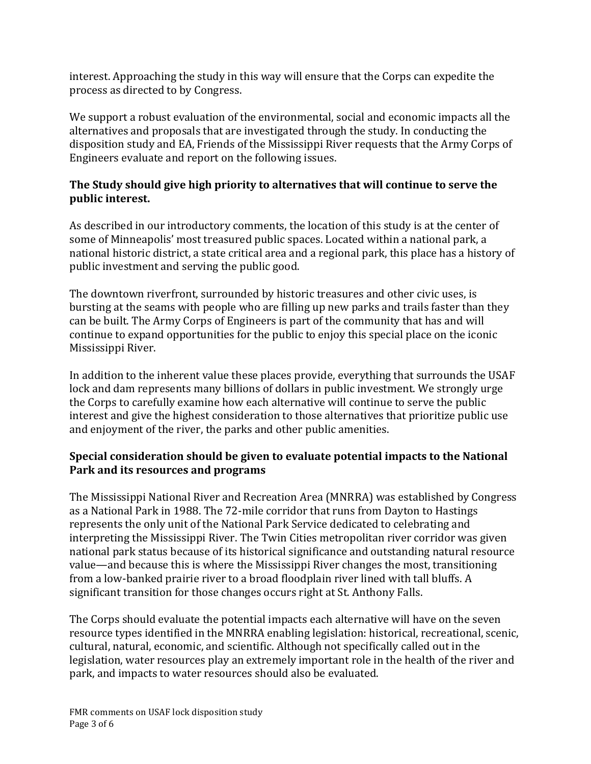interest. Approaching the study in this way will ensure that the Corps can expedite the process as directed to by Congress.

We support a robust evaluation of the environmental, social and economic impacts all the alternatives and proposals that are investigated through the study. In conducting the disposition study and EA, Friends of the Mississippi River requests that the Army Corps of Engineers evaluate and report on the following issues.

**The Study should give high priority to alternatives that will continue to serve the public interest.**

As described in our introductory comments, the location of this study is at the center of some of Minneapolis' most treasured public spaces. Located within a national park, a national historic district, a state critical area and a regional park, this place has a history of public investment and serving the public good.

The downtown riverfront, surrounded by historic treasures and other civic uses, is bursting at the seams with people who are filling up new parks and trails faster than they can be built. The Army Corps of Engineers is part of the community that has and will continue to expand opportunities for the public to enjoy this special place on the iconic Mississippi River.

In addition to the inherent value these places provide, everything that surrounds the USAF lock and dam represents many billions of dollars in public investment. We strongly urge the Corps to carefully examine how each alternative will continue to serve the public interest and give the highest consideration to those alternatives that prioritize public use and enjoyment of the river, the parks and other public amenities.

**Special consideration should be given to evaluate potential impacts to the National Park and its resources and programs**

The Mississippi National River and Recreation Area (MNRRA) was established by Congress as a National Park in 1988. The 72-mile corridor that runs from Dayton to Hastings represents the only unit of the National Park Service dedicated to celebrating and interpreting the Mississippi River. The Twin Cities metropolitan river corridor was given national park status because of its historical significance and outstanding natural resource value—and because this is where the Mississippi River changes the most, transitioning from a low-banked prairie river to a broad floodplain river lined with tall bluffs. A significant transition for those changes occurs right at St. Anthony Falls.

The Corps should evaluate the potential impacts each alternative will have on the seven resource types identified in the MNRRA enabling legislation: historical, recreational, scenic, cultural, natural, economic, and scientific. Although not specifically called out in the legislation, water resources play an extremely important role in the health of the river and park, and impacts to water resources should also be evaluated.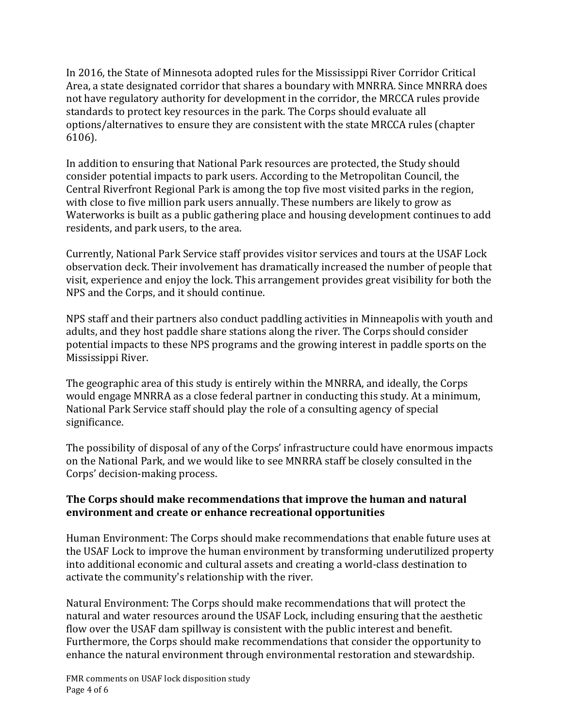In 2016, the State of Minnesota adopted rules for the Mississippi River Corridor Critical Area, a state designated corridor that shares a boundary with MNRRA. Since MNRRA does not have regulatory authority for development in the corridor, the MRCCA rules provide standards to protect key resources in the park. The Corps should evaluate all options/alternatives to ensure they are consistent with the state MRCCA rules (chapter 6106).

In addition to ensuring that National Park resources are protected, the Study should consider potential impacts to park users. According to the Metropolitan Council, the Central Riverfront Regional Park is among the top five most visited parks in the region, with close to five million park users annually. These numbers are likely to grow as Waterworks is built as a public gathering place and housing development continues to add residents, and park users, to the area.

Currently, National Park Service staff provides visitor services and tours at the USAF Lock observation deck. Their involvement has dramatically increased the number of people that visit, experience and enjoy the lock. This arrangement provides great visibility for both the NPS and the Corps, and it should continue.

NPS staff and their partners also conduct paddling activities in Minneapolis with youth and adults, and they host paddle share stations along the river. The Corps should consider potential impacts to these NPS programs and the growing interest in paddle sports on the Mississippi River.

The geographic area of this study is entirely within the MNRRA, and ideally, the Corps would engage MNRRA as a close federal partner in conducting this study. At a minimum, National Park Service staff should play the role of a consulting agency of special significance.

The possibility of disposal of any of the Corps' infrastructure could have enormous impacts on the National Park, and we would like to see MNRRA staff be closely consulted in the Corps' decision-making process.

**The Corps should make recommendations that improve the human and natural environment and create or enhance recreational opportunities**

Human Environment: The Corps should make recommendations that enable future uses at the USAF Lock to improve the human environment by transforming underutilized property into additional economic and cultural assets and creating a world-class destination to activate the community's relationship with the river.

Natural Environment: The Corps should make recommendations that will protect the natural and water resources around the USAF Lock, including ensuring that the aesthetic flow over the USAF dam spillway is consistent with the public interest and benefit. Furthermore, the Corps should make recommendations that consider the opportunity to enhance the natural environment through environmental restoration and stewardship.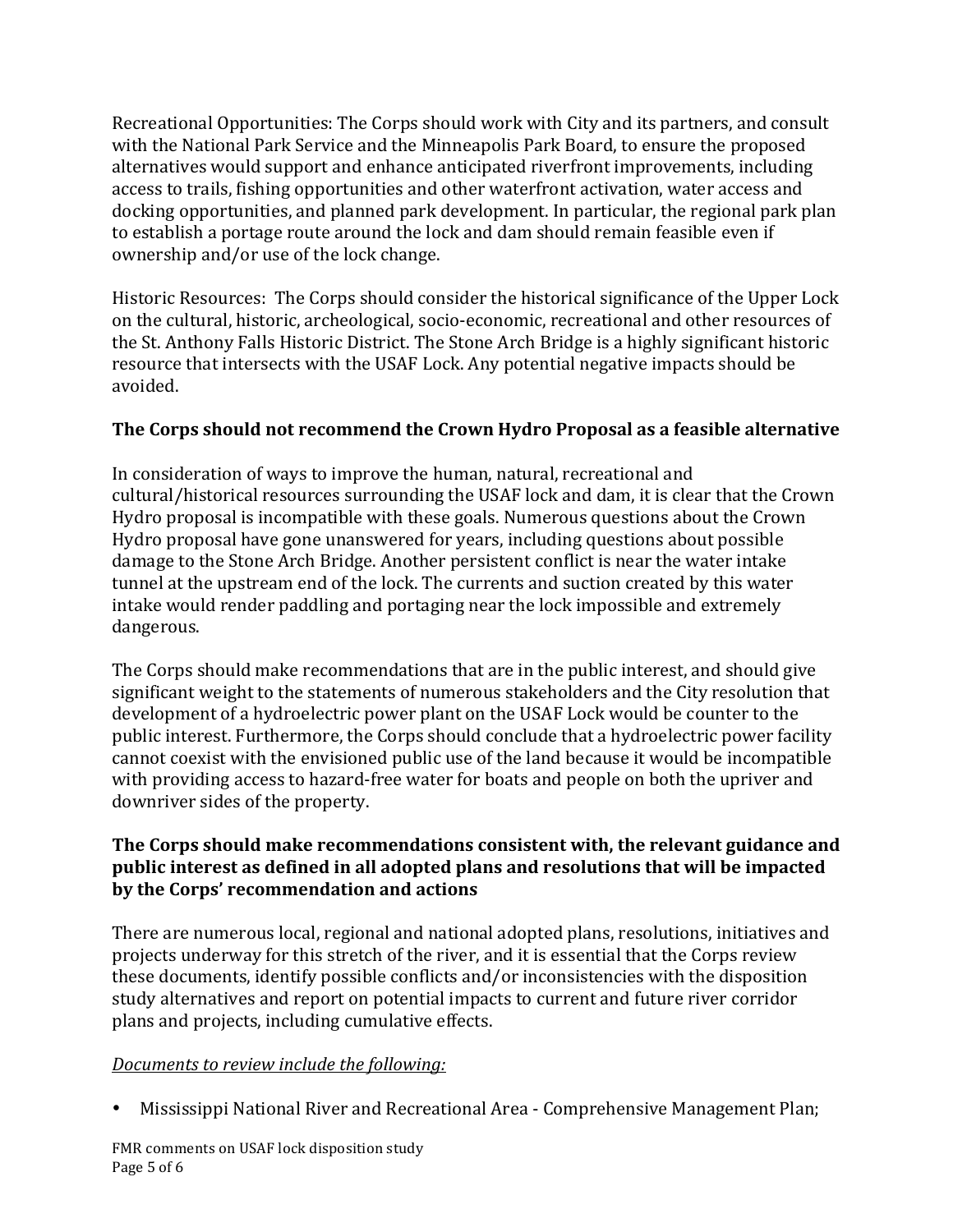Recreational Opportunities: The Corps should work with City and its partners, and consult with the National Park Service and the Minneapolis Park Board, to ensure the proposed alternatives would support and enhance anticipated riverfront improvements, including access to trails, fishing opportunities and other waterfront activation, water access and docking opportunities, and planned park development. In particular, the regional park plan to establish a portage route around the lock and dam should remain feasible even if ownership and/or use of the lock change.

Historic Resources: The Corps should consider the historical significance of the Upper Lock on the cultural, historic, archeological, socio-economic, recreational and other resources of the St. Anthony Falls Historic District. The Stone Arch Bridge is a highly significant historic resource that intersects with the USAF Lock. Any potential negative impacts should be avoided.

**The Corps should not recommend the Crown Hydro Proposal as a feasible alternative**

In consideration of ways to improve the human, natural, recreational and cultural/historical resources surrounding the USAF lock and dam, it is clear that the Crown Hydro proposal is incompatible with these goals. Numerous questions about the Crown Hydro proposal have gone unanswered for years, including questions about possible damage to the Stone Arch Bridge. Another persistent conflict is near the water intake tunnel at the upstream end of the lock. The currents and suction created by this water intake would render paddling and portaging near the lock impossible and extremely dangerous.

The Corps should make recommendations that are in the public interest, and should give significant weight to the statements of numerous stakeholders and the City resolution that development of a hydroelectric power plant on the USAF Lock would be counter to the public interest. Furthermore, the Corps should conclude that a hydroelectric power facility cannot coexist with the envisioned public use of the land because it would be incompatible with providing access to hazard-free water for boats and people on both the upriver and downriver sides of the property.

**The Corps should make recommendations consistent with, the relevant guidance and public interest as defined in all adopted plans and resolutions that will be impacted by the Corps' recommendation and actions**

There are numerous local, regional and national adopted plans, resolutions, initiatives and projects underway for this stretch of the river, and it is essential that the Corps review these documents, identify possible conflicts and/or inconsistencies with the disposition study alternatives and report on potential impacts to current and future river corridor plans and projects, including cumulative effects.

*Documents to review include the following:*

- Mississippi National River and Recreational Area - Comprehensive Management Plan;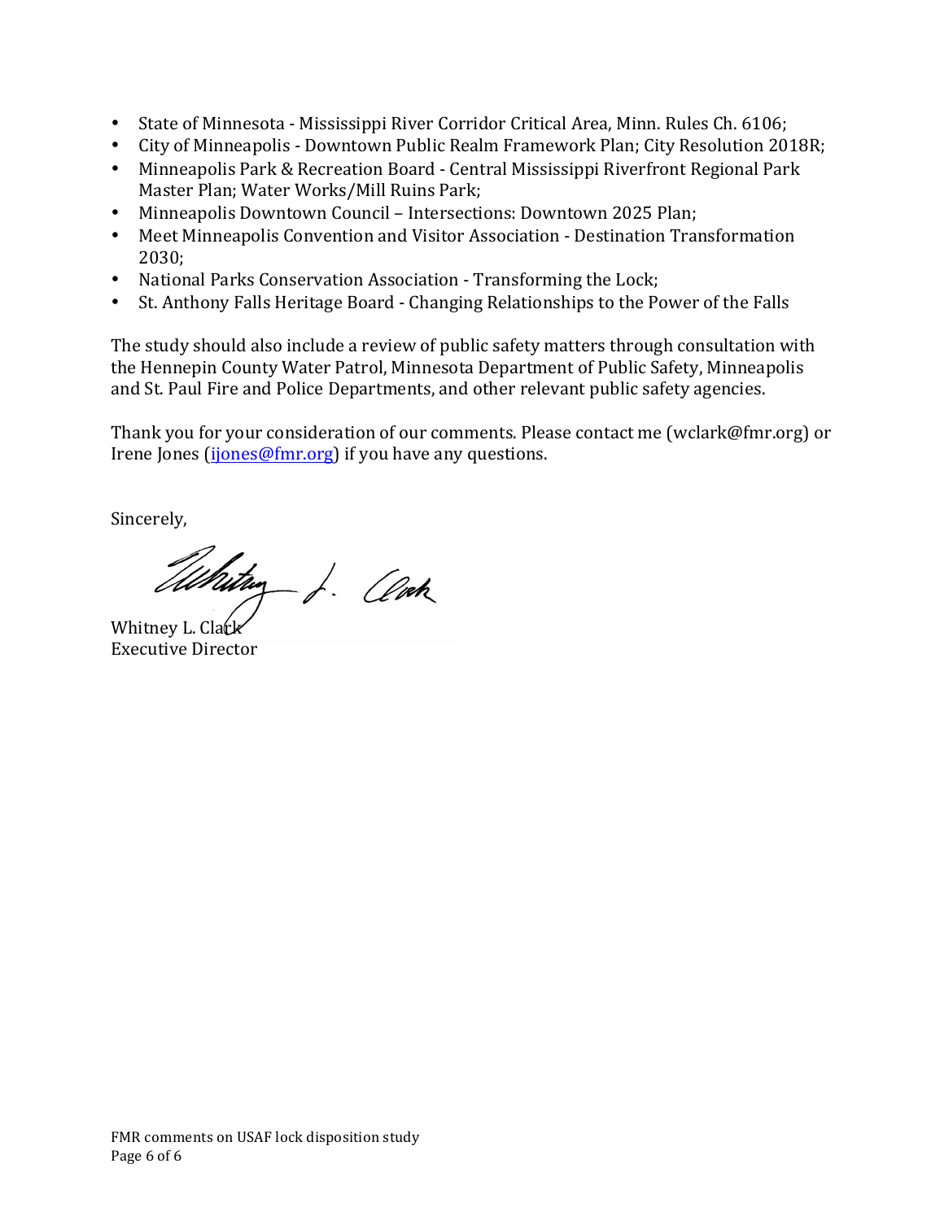- State of Minnesota - Mississippi River Corridor Critical Area, Minn. Rules Ch. 6106;
- City of Minneapolis - Downtown Public Realm Framework Plan; City Resolution 2018R;
- Minneapolis Park & Recreation Board - Central Mississippi Riverfront Regional Park Master Plan; Water Works/Mill Ruins Park;
- Minneapolis Downtown Council – Intersections: Downtown 2025 Plan;
- Meet Minneapolis Convention and Visitor Association - Destination Transformation 2030;
- National Parks Conservation Association - Transforming the Lock;
- St. Anthony Falls Heritage Board - Changing Relationships to the Power of the Falls

The study should also include a review of public safety matters through consultation with the Hennepin County Water Patrol, Minnesota Department of Public Safety, Minneapolis and St. Paul Fire and Police Departments, and other relevant public safety agencies.

Thank you for your consideration of our comments. Please contact me (wclark@fmr.org) or Irene Jones (ijones@fmr.org) if you have any questions.

Sincerely,

Whitney L. Clark
Executive Director